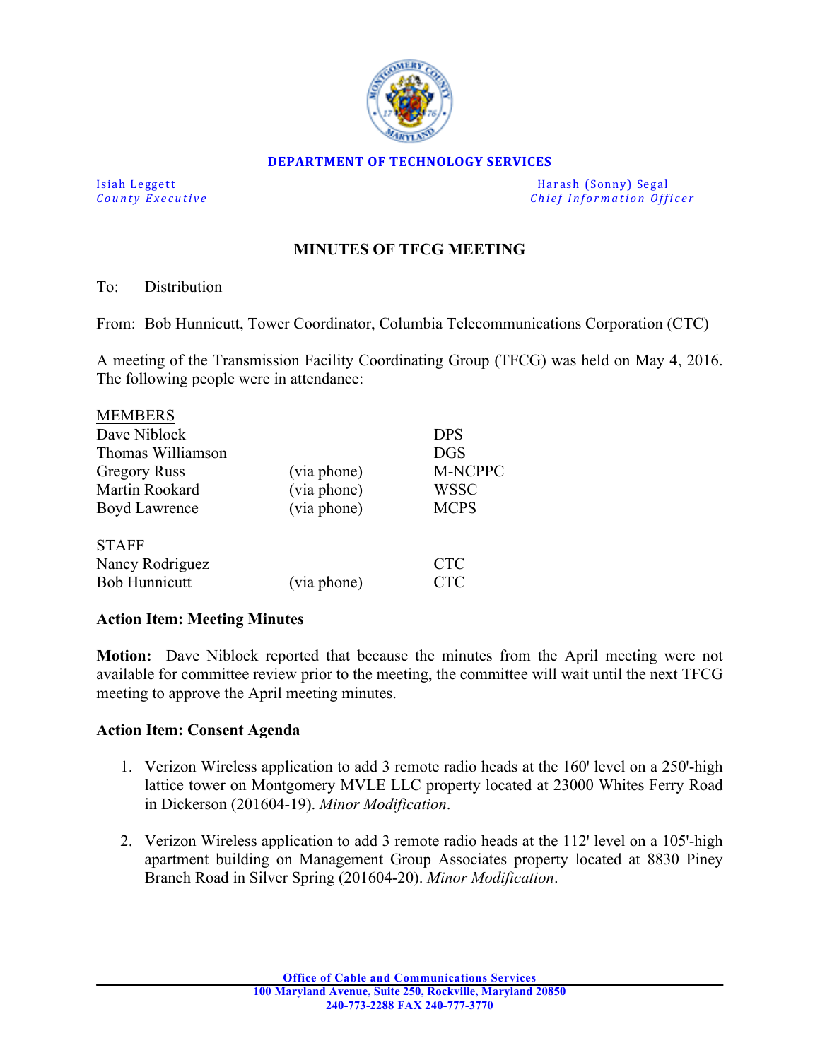**DEPARTMENT OF TECHNOLOGY SERVICES**

| | |
|---|---|
| Isiah Leggett<br>*County Executive* | Harash (Sonny) Segal<br>*Chief Information Officer* |

## MINUTES OF TFCG MEETING

To: Distribution

From: Bob Hunnicutt, Tower Coordinator, Columbia Telecommunications Corporation (CTC)

A meeting of the Transmission Facility Coordinating Group (TFCG) was held on May 4, 2016. The following people were in attendance:

MEMBERS

| | | |
|---|---|---|
| Dave Niblock | | DPS |
| Thomas Williamson | | DGS |
| Gregory Russ | (via phone) | M-NCPPC |
| Martin Rookard | (via phone) | WSSC |
| Boyd Lawrence | (via phone) | MCPS |

STAFF

| | | |
|---|---|---|
| Nancy Rodriguez | | CTC |
| Bob Hunnicutt | (via phone) | CTC |

**Action Item: Meeting Minutes**

**Motion:** Dave Niblock reported that because the minutes from the April meeting were not available for committee review prior to the meeting, the committee will wait until the next TFCG meeting to approve the April meeting minutes.

**Action Item: Consent Agenda**

1. Verizon Wireless application to add 3 remote radio heads at the 160' level on a 250'-high lattice tower on Montgomery MVLE LLC property located at 23000 Whites Ferry Road in Dickerson (201604-19). *Minor Modification*.

2. Verizon Wireless application to add 3 remote radio heads at the 112' level on a 105'-high apartment building on Management Group Associates property located at 8830 Piney Branch Road in Silver Spring (201604-20). *Minor Modification*.

**Office of Cable and Communications Services**
**100 Maryland Avenue, Suite 250, Rockville, Maryland 20850**
**240-773-2288 FAX 240-777-3770**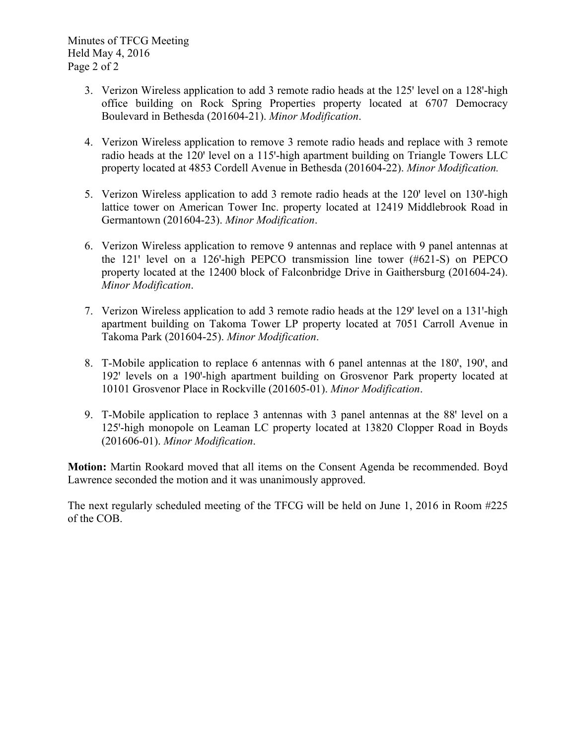3. Verizon Wireless application to add 3 remote radio heads at the 125' level on a 128'-high office building on Rock Spring Properties property located at 6707 Democracy Boulevard in Bethesda (201604-21). *Minor Modification*.

4. Verizon Wireless application to remove 3 remote radio heads and replace with 3 remote radio heads at the 120' level on a 115'-high apartment building on Triangle Towers LLC property located at 4853 Cordell Avenue in Bethesda (201604-22). *Minor Modification.*

5. Verizon Wireless application to add 3 remote radio heads at the 120' level on 130'-high lattice tower on American Tower Inc. property located at 12419 Middlebrook Road in Germantown (201604-23). *Minor Modification*.

6. Verizon Wireless application to remove 9 antennas and replace with 9 panel antennas at the 121' level on a 126'-high PEPCO transmission line tower (#621-S) on PEPCO property located at the 12400 block of Falconbridge Drive in Gaithersburg (201604-24). *Minor Modification*.

7. Verizon Wireless application to add 3 remote radio heads at the 129' level on a 131'-high apartment building on Takoma Tower LP property located at 7051 Carroll Avenue in Takoma Park (201604-25). *Minor Modification*.

8. T-Mobile application to replace 6 antennas with 6 panel antennas at the 180', 190', and 192' levels on a 190'-high apartment building on Grosvenor Park property located at 10101 Grosvenor Place in Rockville (201605-01). *Minor Modification*.

9. T-Mobile application to replace 3 antennas with 3 panel antennas at the 88' level on a 125'-high monopole on Leaman LC property located at 13820 Clopper Road in Boyds (201606-01). *Minor Modification*.

**Motion:** Martin Rookard moved that all items on the Consent Agenda be recommended. Boyd Lawrence seconded the motion and it was unanimously approved.

The next regularly scheduled meeting of the TFCG will be held on June 1, 2016 in Room #225 of the COB.